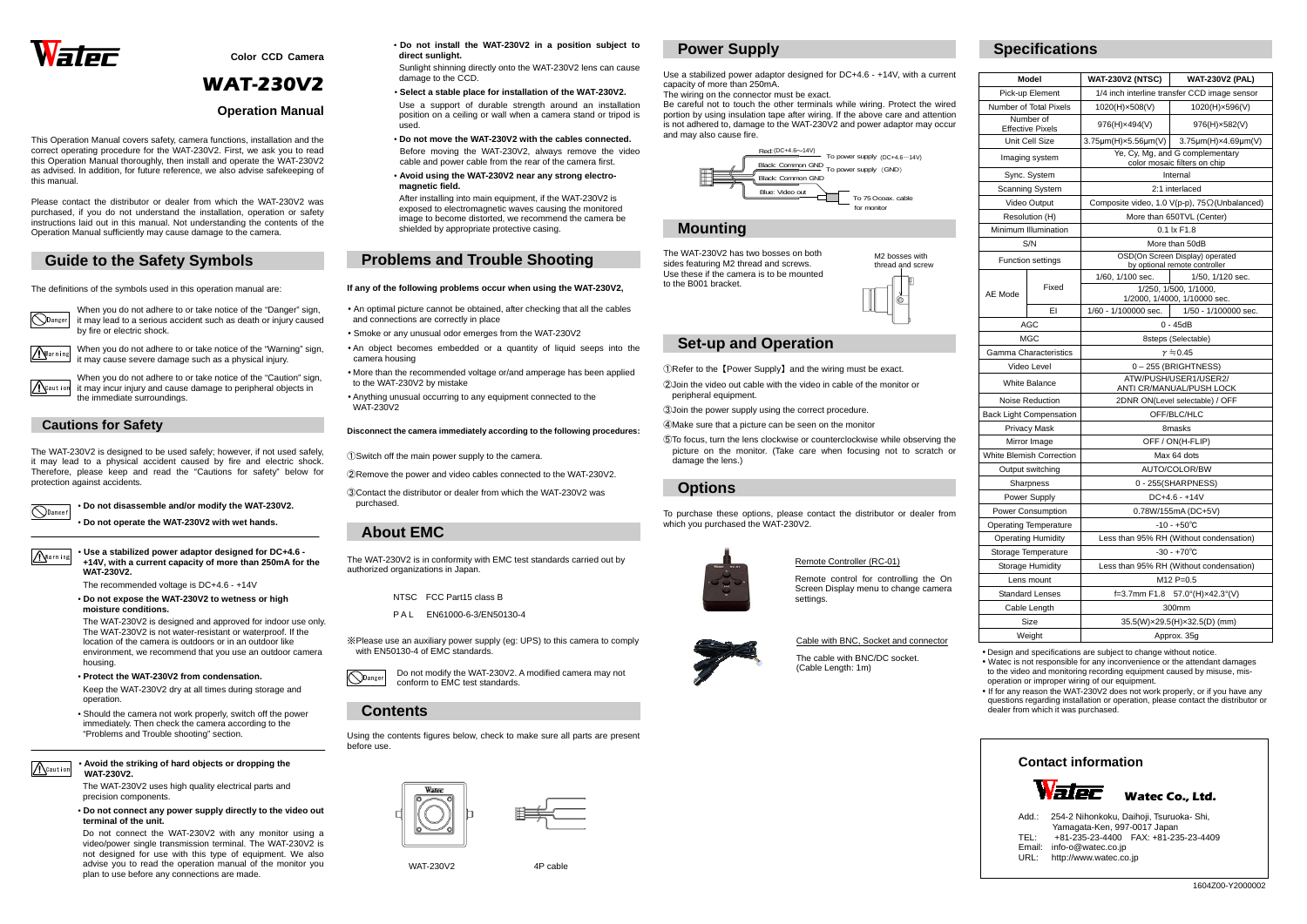# Watec

**Color CCD Camera**

# WAT-230V2

## Operation Manual

This Operation Manual covers safety, camera functions, installation and the correct operating procedure for the WAT-230V2. First, we ask you to read this Operation Manual thoroughly, then install and operate the WAT-230V2 as advised. In addition, for future reference, we also advise safekeeping of this manual.

Please contact the distributor or dealer from which the WAT-230V2 was purchased, if you do not understand the installation, operation or safety instructions laid out in this manual. Not understanding the contents of the Operation Manual sufficiently may cause damage to the camera.

## Guide to the Safety Symbols

The definitions of the symbols used in this operation manual are:

Danger: When you do not adhere to or take notice of the "Danger" sign, it may lead to a serious accident such as death or injury caused by fire or electric shock.

Warning: When you do not adhere to or take notice of the "Warning" sign, it may cause severe damage such as a physical injury.

Caution: When you do not adhere to or take notice of the "Caution" sign, it may incur injury and cause damage to peripheral objects in the immediate surroundings.

## Cautions for Safety

The WAT-230V2 is designed to be used safely; however, if not used safely, it may lead to a physical accident caused by fire and electric shock. Therefore, please keep and read the "Cautions for safety" below for protection against accidents.

Danger

- **Do not disassemble and/or modify the WAT-230V2.**
- **Do not operate the WAT-230V2 with wet hands.**

Warning

- **Use a stabilized power adaptor designed for DC+4.6 - +14V, with a current capacity of more than 250mA for the WAT-230V2.**

  The recommended voltage is DC+4.6 - +14V

- **Do not expose the WAT-230V2 to wetness or high moisture conditions.**

  The WAT-230V2 is designed and approved for indoor use only. The WAT-230V2 is not water-resistant or waterproof. If the location of the camera is outdoors or in an outdoor like environment, we recommend that you use an outdoor camera housing.

- **Protect the WAT-230V2 from condensation.**

  Keep the WAT-230V2 dry at all times during storage and operation.

- Should the camera not work properly, switch off the power immediately. Then check the camera according to the "Problems and Trouble shooting" section.

Caution

- **Avoid the striking of hard objects or dropping the WAT-230V2.**

  The WAT-230V2 uses high quality electrical parts and precision components.

- **Do not connect any power supply directly to the video out terminal of the unit.**

  Do not connect the WAT-230V2 with any monitor using a video/power single transmission terminal. The WAT-230V2 is not designed for use with this type of equipment. We also advise you to read the operation manual of the monitor you plan to use before any connections are made.

- **Do not install the WAT-230V2 in a position subject to direct sunlight.**

  Sunlight shinning directly onto the WAT-230V2 lens can cause damage to the CCD.

- **Select a stable place for installation of the WAT-230V2.**

  Use a support of durable strength around an installation position on a ceiling or wall when a camera stand or tripod is used.

- **Do not move the WAT-230V2 with the cables connected.**

  Before moving the WAT-230V2, always remove the video cable and power cable from the rear of the camera first.

- **Avoid using the WAT-230V2 near any strong electro-magnetic field.**

  After installing into main equipment, if the WAT-230V2 is exposed to electromagnetic waves causing the monitored image to become distorted, we recommend the camera be shielded by appropriate protective casing.

## Problems and Trouble Shooting

**If any of the following problems occur when using the WAT-230V2,**

- An optimal picture cannot be obtained, after checking that all the cables and connections are correctly in place
- Smoke or any unusual odor emerges from the WAT-230V2
- An object becomes embedded or a quantity of liquid seeps into the camera housing
- More than the recommended voltage or/and amperage has been applied to the WAT-230V2 by mistake
- Anything unusual occurring to any equipment connected to the WAT-230V2

**Disconnect the camera immediately according to the following procedures:**

①Switch off the main power supply to the camera.

②Remove the power and video cables connected to the WAT-230V2.

③Contact the distributor or dealer from which the WAT-230V2 was purchased.

## About EMC

The WAT-230V2 is in conformity with EMC test standards carried out by authorized organizations in Japan.

NTSC FCC Part15 class B

PAL EN61000-6-3/EN50130-4

※Please use an auxiliary power supply (eg: UPS) to this camera to comply with EN50130-4 of EMC standards.

Danger: Do not modify the WAT-230V2. A modified camera may not conform to EMC test standards.

## Contents

Using the contents figures below, check to make sure all parts are present before use.

WAT-230V2 4P cable

## Power Supply

Use a stabilized power adaptor designed for DC+4.6 - +14V, with a current capacity of more than 250mA.

The wiring on the connector must be exact.

Be careful not to touch the other terminals while wiring. Protect the wired portion by using insulation tape after wiring. If the above care and attention is not adhered to, damage to the WAT-230V2 and power adaptor may occur and may also cause fire.

Red:(DC+4.6~14V) — To power supply (DC+4.6~14V)
Black: Common GND — To power supply (GND)
Black: Common GND
Blue: Video out — To 75 Ocoax. cable for monitor

## Mounting

The WAT-230V2 has two bosses on both sides featuring M2 thread and screws. Use these if the camera is to be mounted to the B001 bracket.

M2 bosses with thread and screw

## Set-up and Operation

①Refer to the【Power Supply】and the wiring must be exact.

②Join the video out cable with the video in cable of the monitor or peripheral equipment.

③Join the power supply using the correct procedure.

④Make sure that a picture can be seen on the monitor

⑤To focus, turn the lens clockwise or counterclockwise while observing the picture on the monitor. (Take care when focusing not to scratch or damage the lens.)

## Options

To purchase these options, please contact the distributor or dealer from which you purchased the WAT-230V2.

Remote Controller (RC-01)

Remote control for controlling the On Screen Display menu to change camera settings.

Cable with BNC, Socket and connector

The cable with BNC/DC socket. (Cable Length: 1m)

## Specifications

| Model | | WAT-230V2 (NTSC) | WAT-230V2 (PAL) |
|---|---|---|---|
| Pick-up Element | | 1/4 inch interline transfer CCD image sensor | |
| Number of Total Pixels | | 1020(H)×508(V) | 1020(H)×596(V) |
| Number of Effective Pixels | | 976(H)×494(V) | 976(H)×582(V) |
| Unit Cell Size | | 3.75μm(H)×5.56μm(V) | 3.75μm(H)×4.69μm(V) |
| Imaging system | | Ye, Cy, Mg, and G complementary color mosaic filters on chip | |
| Sync. System | | Internal | |
| Scanning System | | 2:1 interlaced | |
| Video Output | | Composite video, 1.0 V(p-p), 75Ω(Unbalanced) | |
| Resolution (H) | | More than 650TVL (Center) | |
| Minimum Illumination | | 0.1 lx F1.8 | |
| S/N | | More than 50dB | |
| Function settings | | OSD(On Screen Display) operated by optional remote controller | |
| AE Mode | Fixed | 1/60, 1/100 sec. | 1/50, 1/120 sec. |
| | | 1/250, 1/500, 1/1000, 1/2000, 1/4000, 1/10000 sec. | |
| | EI | 1/60 - 1/100000 sec. | 1/50 - 1/100000 sec. |
| AGC | | 0 - 45dB | |
| MGC | | 8steps (Selectable) | |
| Gamma Characteristics | | $\gamma \fallingdotseq 0.45$ | |
| Video Level | | 0 – 255 (BRIGHTNESS) | |
| White Balance | | ATW/PUSH/USER1/USER2/ ANTI CR/MANUAL/PUSH LOCK | |
| Noise Reduction | | 2DNR ON(Level selectable) / OFF | |
| Back Light Compensation | | OFF/BLC/HLC | |
| Privacy Mask | | 8masks | |
| Mirror Image | | OFF / ON(H-FLIP) | |
| White Blemish Correction | | Max 64 dots | |
| Output switching | | AUTO/COLOR/BW | |
| Sharpness | | 0 - 255(SHARPNESS) | |
| Power Supply | | DC+4.6 - +14V | |
| Power Consumption | | 0.78W/155mA (DC+5V) | |
| Operating Temperature | | -10 - +50℃ | |
| Operating Humidity | | Less than 95% RH (Without condensation) | |
| Storage Temperature | | -30 - +70℃ | |
| Storage Humidity | | Less than 95% RH (Without condensation) | |
| Lens mount | | M12 P=0.5 | |
| Standard Lenses | | f=3.7mm F1.8 57.0°(H)×42.3°(V) | |
| Cable Length | | 300mm | |
| Size | | 35.5(W)×29.5(H)×32.5(D) (mm) | |
| Weight | | Approx. 35g | |

- Design and specifications are subject to change without notice.
- Watec is not responsible for any inconvenience or the attendant damages to the video and monitoring recording equipment caused by misuse, mis-operation or improper wiring of our equipment.
- If for any reason the WAT-230V2 does not work properly, or if you have any questions regarding installation or operation, please contact the distributor or dealer from which it was purchased.

### Contact information

Watec Co., Ltd.

Add.: 254-2 Nihonkoku, Daihoji, Tsuruoka- Shi, Yamagata-Ken, 997-0017 Japan
TEL: +81-235-23-4400 FAX: +81-235-23-4409
Email: info-o@watec.co.jp
URL: http://www.watec.co.jp

1604Z00-Y2000002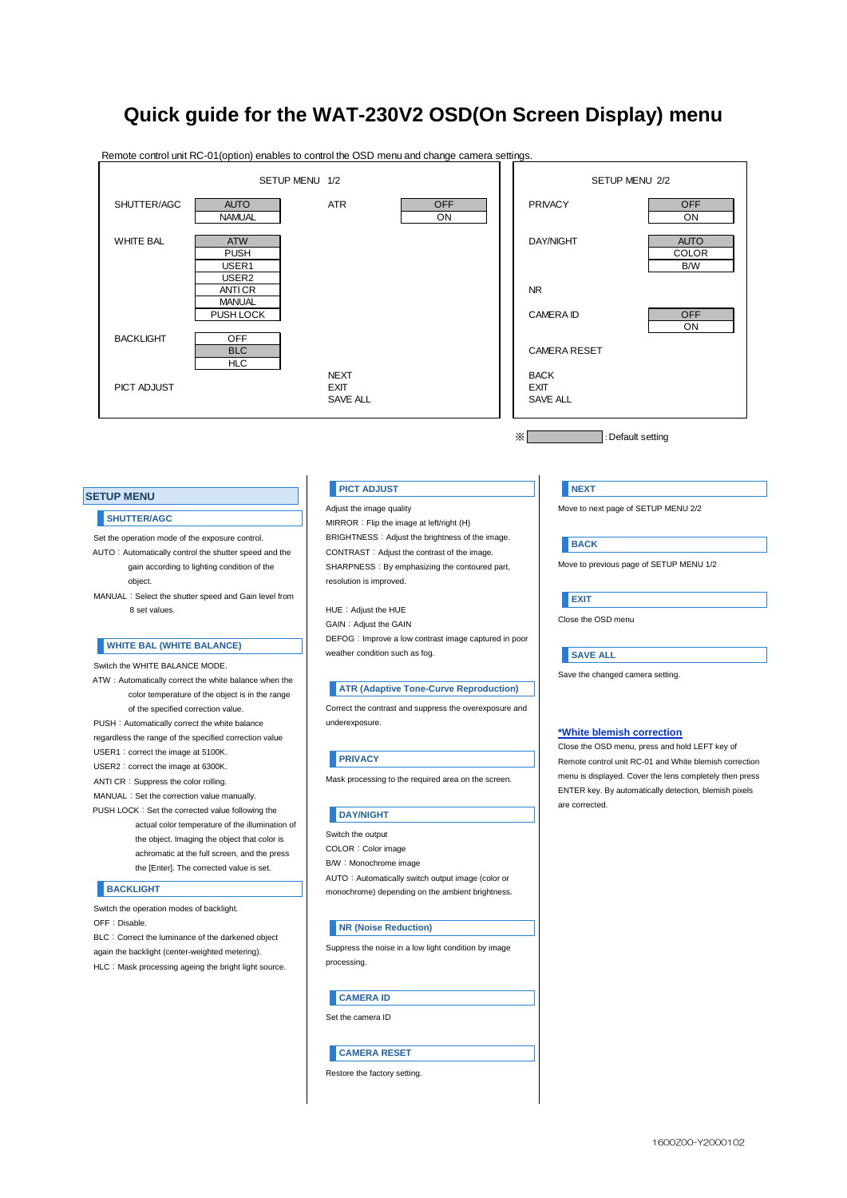# Quick guide for the WAT-230V2 OSD(On Screen Display) menu

Remote control unit RC-01(option) enables to control the OSD menu and change camera settings.

**SETUP MENU 1/2**

| | | | |
|---|---|---|---|
| SHUTTER/AGC | AUTO / NAMUAL | ATR | OFF / ON |
| WHITE BAL | ATW / PUSH / USER1 / USER2 / ANTI CR / MANUAL / PUSH LOCK | | |
| BACKLIGHT | OFF / BLC / HLC | | |
| PICT ADJUST | | NEXT / EXIT / SAVE ALL | |

**SETUP MENU 2/2**

| | |
|---|---|
| PRIVACY | OFF / ON |
| DAY/NIGHT | AUTO / COLOR / B/W |
| NR | |
| CAMERA ID | OFF / ON |
| CAMERA RESET | |
| BACK / EXIT / SAVE ALL | |

※ (shaded) : Default setting

## SETUP MENU

### SHUTTER/AGC

Set the operation mode of the exposure control.

AUTO : Automatically control the shutter speed and the gain according to lighting condition of the object.

MANUAL : Select the shutter speed and Gain level from 8 set values.

### WHITE BAL (WHITE BALANCE)

Switch the WHITE BALANCE MODE.

ATW : Automatically correct the white balance when the color temperature of the object is in the range of the specified correction value.

PUSH : Automatically correct the white balance regardless the range of the specified correction value

USER1 : correct the image at 5100K.

USER2 : correct the image at 6300K.

ANTI CR : Suppress the color rolling.

MANUAL : Set the correction value manually.

PUSH LOCK : Set the corrected value following the actual color temperature of the illumination of the object. Imaging the object that color is achromatic at the full screen, and the press the [Enter]. The corrected value is set.

### BACKLIGHT

Switch the operation modes of backlight.

OFF : Disable.

BLC : Correct the luminance of the darkened object again the backlight (center-weighted metering).

HLC : Mask processing ageing the bright light source.

### PICT ADJUST

Adjust the image quality

MIRROR : Flip the image at left/right (H)

BRIGHTNESS : Adjust the brightness of the image.

CONTRAST : Adjust the contrast of the image.

SHARPNESS : By emphasizing the contoured part, resolution is improved.

HUE : Adjust the HUE

GAIN : Adjust the GAIN

DEFOG : Improve a low contrast image captured in poor weather condition such as fog.

### ATR (Adaptive Tone-Curve Reproduction)

Correct the contrast and suppress the overexposure and underexposure.

### PRIVACY

Mask processing to the required area on the screen.

### DAY/NIGHT

Switch the output

COLOR : Color image

B/W : Monochrome image

AUTO : Automatically switch output image (color or monochrome) depending on the ambient brightness.

### NR (Noise Reduction)

Suppress the noise in a low light condition by image processing.

### CAMERA ID

Set the camera ID

### CAMERA RESET

Restore the factory setting.

### NEXT

Move to next page of SETUP MENU 2/2

### BACK

Move to previous page of SETUP MENU 1/2

### EXIT

Close the OSD menu

### SAVE ALL

Save the changed camera setting.

### *White blemish correction

Close the OSD menu, press and hold LEFT key of Remote control unit RC-01 and White blemish correction menu is displayed. Cover the lens completely then press ENTER key. By automatically detection, blemish pixels are corrected.

1600Z00-Y2000102